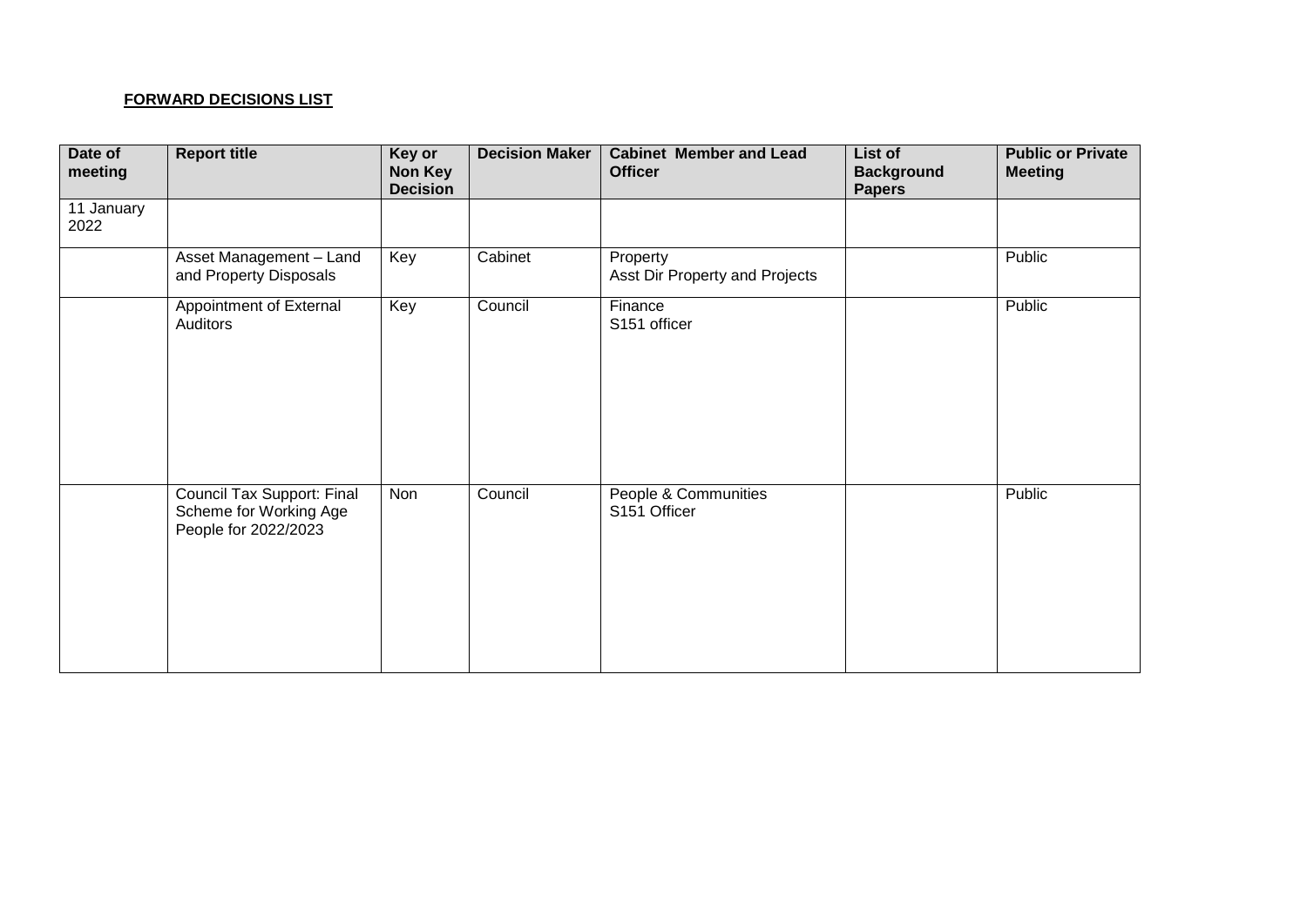**FORWARD DECISIONS LIST**

| Date of meeting | Report title | Key or Non Key Decision | Decision Maker | Cabinet Member and Lead Officer | List of Background Papers | Public or Private Meeting |
|---|---|---|---|---|---|---|
| 11 January 2022 | | | | | | |
| | Asset Management – Land and Property Disposals | Key | Cabinet | Property<br>Asst Dir Property and Projects | | Public |
| | Appointment of External Auditors | Key | Council | Finance<br>S151 officer | | Public |
| | Council Tax Support: Final Scheme for Working Age People for 2022/2023 | Non | Council | People & Communities<br>S151 Officer | | Public |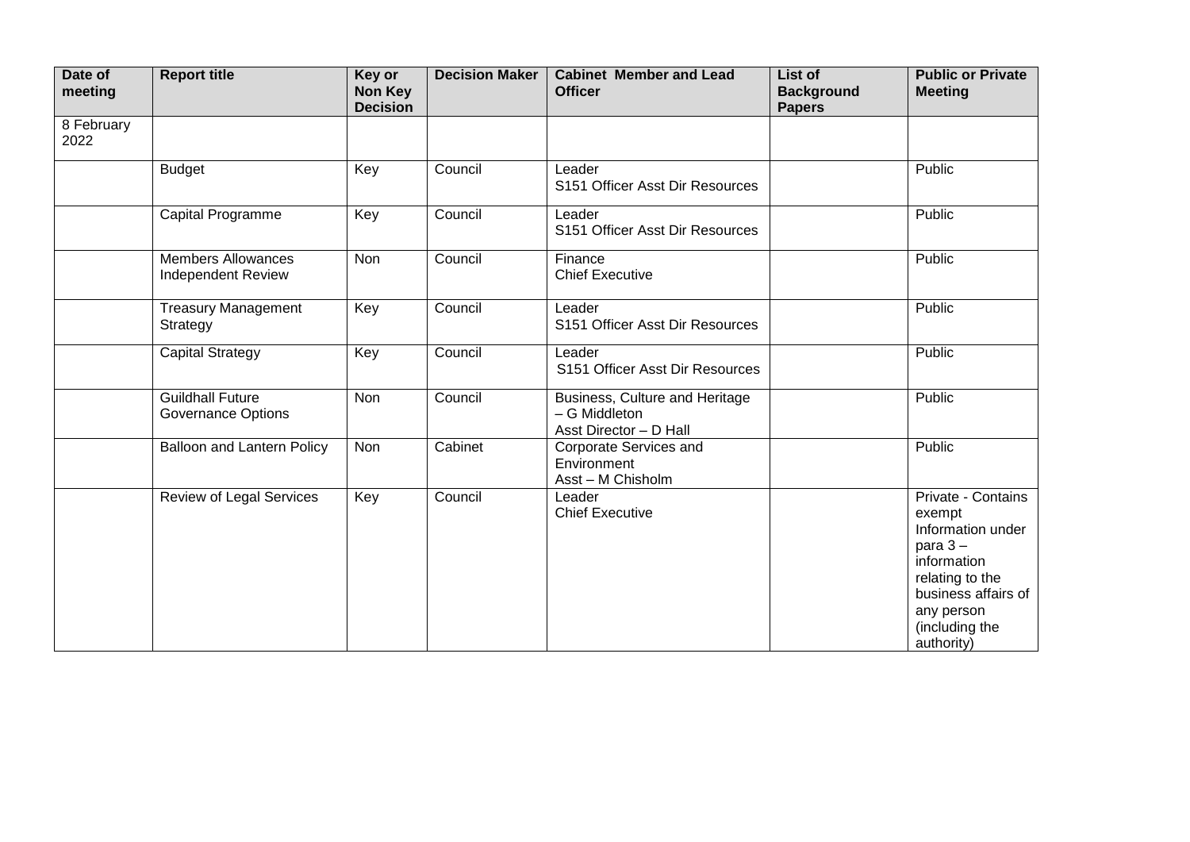| Date of meeting | Report title | Key or Non Key Decision | Decision Maker | Cabinet Member and Lead Officer | List of Background Papers | Public or Private Meeting |
|---|---|---|---|---|---|---|
| 8 February 2022 | | | | | | |
| | Budget | Key | Council | Leader<br>S151 Officer Asst Dir Resources | | Public |
| | Capital Programme | Key | Council | Leader<br>S151 Officer Asst Dir Resources | | Public |
| | Members Allowances Independent Review | Non | Council | Finance<br>Chief Executive | | Public |
| | Treasury Management Strategy | Key | Council | Leader<br>S151 Officer Asst Dir Resources | | Public |
| | Capital Strategy | Key | Council | Leader<br>S151 Officer Asst Dir Resources | | Public |
| | Guildhall Future Governance Options | Non | Council | Business, Culture and Heritage – G Middleton<br>Asst Director – D Hall | | Public |
| | Balloon and Lantern Policy | Non | Cabinet | Corporate Services and Environment<br>Asst – M Chisholm | | Public |
| | Review of Legal Services | Key | Council | Leader<br>Chief Executive | | Private - Contains exempt Information under para 3 – information relating to the business affairs of any person (including the authority) |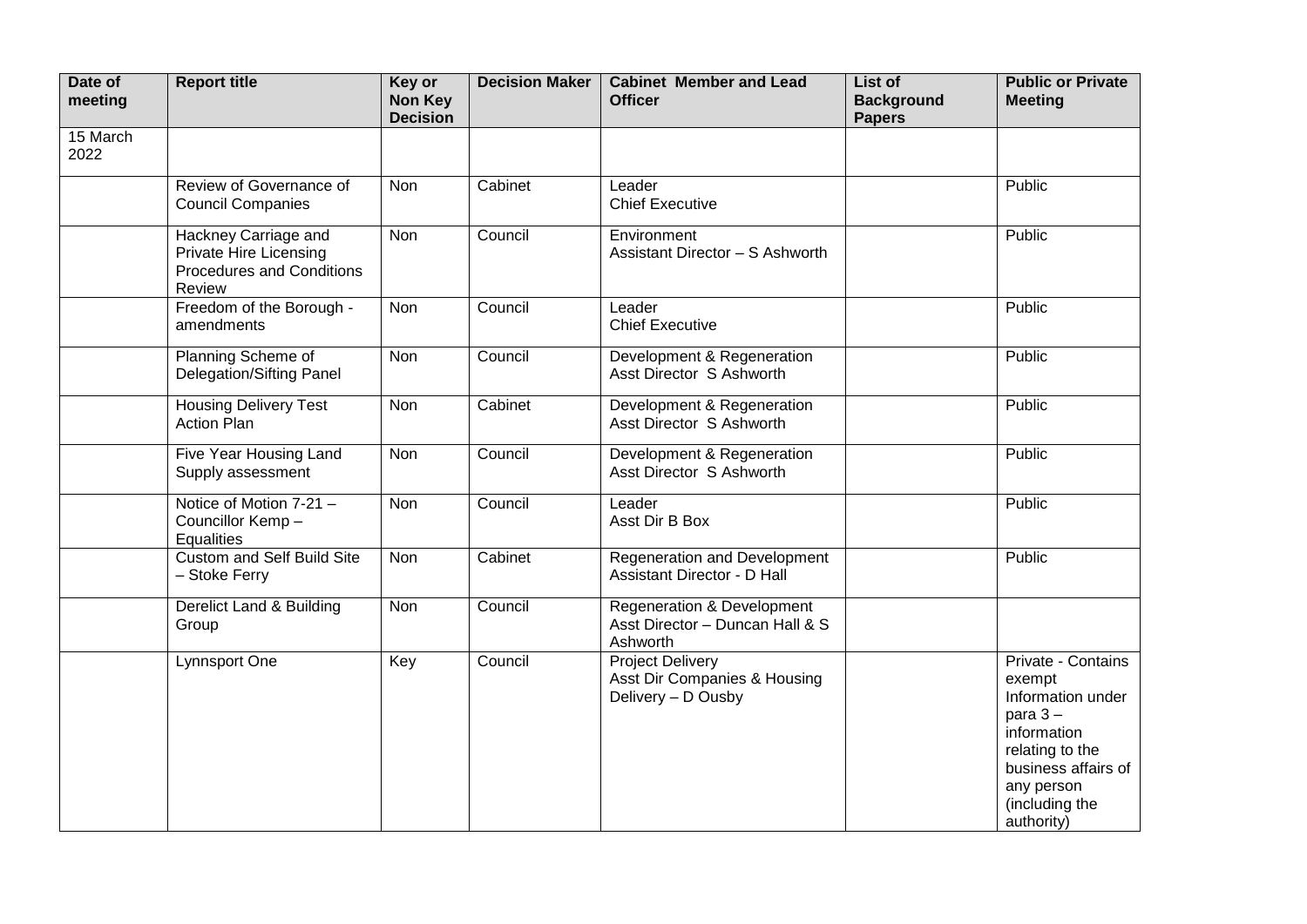| Date of meeting | Report title | Key or Non Key Decision | Decision Maker | Cabinet Member and Lead Officer | List of Background Papers | Public or Private Meeting |
|---|---|---|---|---|---|---|
| 15 March 2022 | | | | | | |
| | Review of Governance of Council Companies | Non | Cabinet | Leader<br>Chief Executive | | Public |
| | Hackney Carriage and Private Hire Licensing Procedures and Conditions Review | Non | Council | Environment<br>Assistant Director – S Ashworth | | Public |
| | Freedom of the Borough - amendments | Non | Council | Leader<br>Chief Executive | | Public |
| | Planning Scheme of Delegation/Sifting Panel | Non | Council | Development & Regeneration<br>Asst Director S Ashworth | | Public |
| | Housing Delivery Test Action Plan | Non | Cabinet | Development & Regeneration<br>Asst Director S Ashworth | | Public |
| | Five Year Housing Land Supply assessment | Non | Council | Development & Regeneration<br>Asst Director S Ashworth | | Public |
| | Notice of Motion 7-21 – Councillor Kemp – Equalities | Non | Council | Leader<br>Asst Dir B Box | | Public |
| | Custom and Self Build Site – Stoke Ferry | Non | Cabinet | Regeneration and Development<br>Assistant Director - D Hall | | Public |
| | Derelict Land & Building Group | Non | Council | Regeneration & Development<br>Asst Director – Duncan Hall & S Ashworth | | |
| | Lynnsport One | Key | Council | Project Delivery<br>Asst Dir Companies & Housing Delivery – D Ousby | | Private - Contains exempt Information under para 3 – information relating to the business affairs of any person (including the authority) |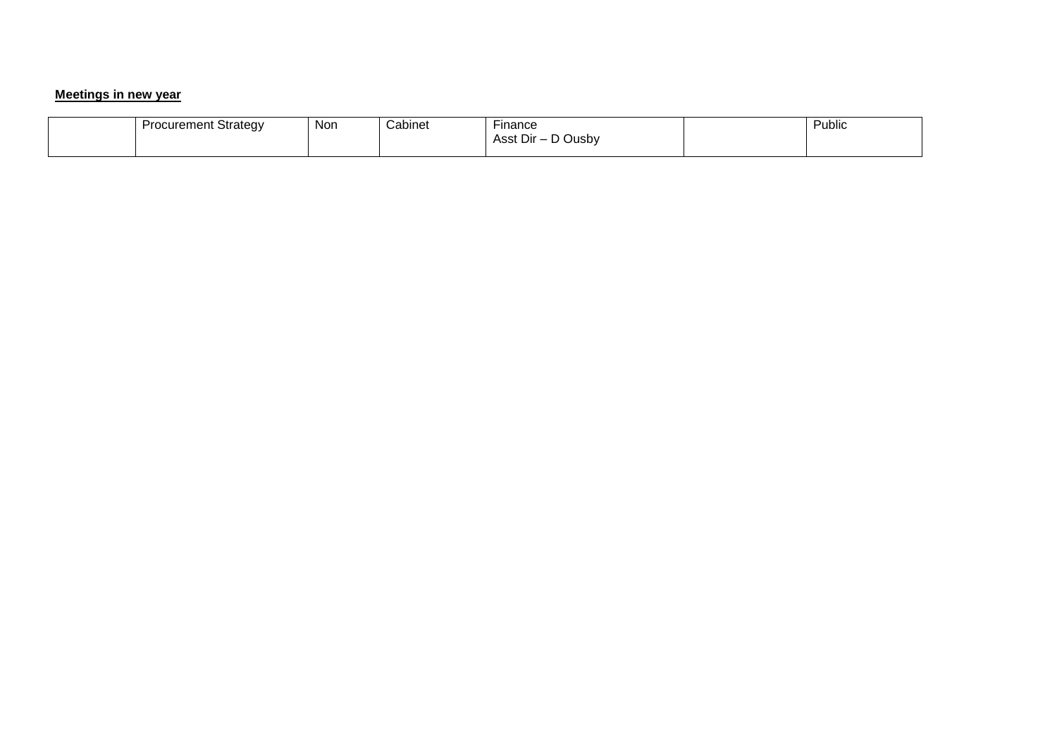**Meetings in new year**

| | | | | | | |
|---|---|---|---|---|---|---|
| | Procurement Strategy | Non | Cabinet | Finance<br>Asst Dir – D Ousby | | Public |